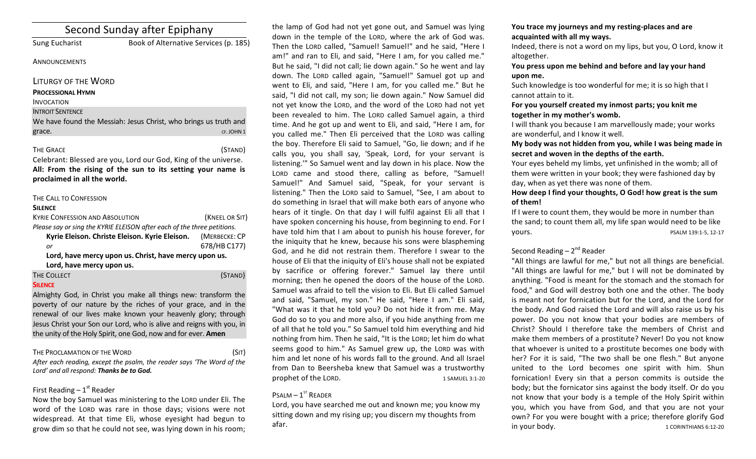# Second Sunday after Epiphany

Sung Eucharist — Book of Alternative Services (p. 185)

ANNOUNCEMENTS

## LITURGY OF THE WORD

**PROCESSIONAL HYMN**

INVOCATION

INTROIT SENTENCE

We have found the Messiah: Jesus Christ, who brings us truth and grace. CF. JOHN 1

THE GRACE (STAND)

Celebrant: Blessed are you, Lord our God, King of the universe.

**All: From the rising of the sun to its setting your name is proclaimed in all the world.**

THE CALL TO CONFESSION

**SILENCE**

KYRIE CONFESSION AND ABSOLUTION (KNEEL OR SIT)

*Please say or sing the KYRIE ELEISON after each of the three petitions.*

**Kyrie Eleison. Christe Eleison. Kyrie Eleison.** (MERBECKE: CP 678/HB C177)

*or*

**Lord, have mercy upon us. Christ, have mercy upon us. Lord, have mercy upon us.**

THE COLLECT (STAND)

**SILENCE**

Almighty God, in Christ you make all things new: transform the poverty of our nature by the riches of your grace, and in the renewal of our lives make known your heavenly glory; through Jesus Christ your Son our Lord, who is alive and reigns with you, in the unity of the Holy Spirit, one God, now and for ever. **Amen**

THE PROCLAMATION OF THE WORD (SIT)

*After each reading, except the psalm, the reader says 'The Word of the Lord' and all respond:* ***Thanks be to God.***

First Reading – 1st Reader

Now the boy Samuel was ministering to the LORD under Eli. The word of the LORD was rare in those days; visions were not widespread. At that time Eli, whose eyesight had begun to grow dim so that he could not see, was lying down in his room; the lamp of God had not yet gone out, and Samuel was lying down in the temple of the LORD, where the ark of God was. Then the LORD called, "Samuel! Samuel!" and he said, "Here I am!" and ran to Eli, and said, "Here I am, for you called me." But he said, "I did not call; lie down again." So he went and lay down. The LORD called again, "Samuel!" Samuel got up and went to Eli, and said, "Here I am, for you called me." But he said, "I did not call, my son; lie down again." Now Samuel did not yet know the LORD, and the word of the LORD had not yet been revealed to him. The LORD called Samuel again, a third time. And he got up and went to Eli, and said, "Here I am, for you called me." Then Eli perceived that the LORD was calling the boy. Therefore Eli said to Samuel, "Go, lie down; and if he calls you, you shall say, 'Speak, Lord, for your servant is listening.'" So Samuel went and lay down in his place. Now the LORD came and stood there, calling as before, "Samuel! Samuel!" And Samuel said, "Speak, for your servant is listening." Then the LORD said to Samuel, "See, I am about to do something in Israel that will make both ears of anyone who hears of it tingle. On that day I will fulfil against Eli all that I have spoken concerning his house, from beginning to end. For I have told him that I am about to punish his house forever, for the iniquity that he knew, because his sons were blaspheming God, and he did not restrain them. Therefore I swear to the house of Eli that the iniquity of Eli's house shall not be expiated by sacrifice or offering forever." Samuel lay there until morning; then he opened the doors of the house of the LORD. Samuel was afraid to tell the vision to Eli. But Eli called Samuel and said, "Samuel, my son." He said, "Here I am." Eli said, "What was it that he told you? Do not hide it from me. May God do so to you and more also, if you hide anything from me of all that he told you." So Samuel told him everything and hid nothing from him. Then he said, "It is the LORD; let him do what seems good to him." As Samuel grew up, the LORD was with him and let none of his words fall to the ground. And all Israel from Dan to Beersheba knew that Samuel was a trustworthy prophet of the LORD. 1 SAMUEL 3:1-20

PSALM – 1ST READER

Lord, you have searched me out and known me; you know my sitting down and my rising up; you discern my thoughts from afar.

**You trace my journeys and my resting-places and are acquainted with all my ways.**

Indeed, there is not a word on my lips, but you, O Lord, know it altogether.

**You press upon me behind and before and lay your hand upon me.**

Such knowledge is too wonderful for me; it is so high that I cannot attain to it.

**For you yourself created my inmost parts; you knit me together in my mother's womb.**

I will thank you because I am marvellously made; your works are wonderful, and I know it well.

**My body was not hidden from you, while I was being made in secret and woven in the depths of the earth.**

Your eyes beheld my limbs, yet unfinished in the womb; all of them were written in your book; they were fashioned day by day, when as yet there was none of them.

**How deep I find your thoughts, O God! how great is the sum of them!**

If I were to count them, they would be more in number than the sand; to count them all, my life span would need to be like yours. PSALM 139:1-5, 12-17

Second Reading – 2nd Reader

"All things are lawful for me," but not all things are beneficial. "All things are lawful for me," but I will not be dominated by anything. "Food is meant for the stomach and the stomach for food," and God will destroy both one and the other. The body is meant not for fornication but for the Lord, and the Lord for the body. And God raised the Lord and will also raise us by his power. Do you not know that your bodies are members of Christ? Should I therefore take the members of Christ and make them members of a prostitute? Never! Do you not know that whoever is united to a prostitute becomes one body with her? For it is said, "The two shall be one flesh." But anyone united to the Lord becomes one spirit with him. Shun fornication! Every sin that a person commits is outside the body; but the fornicator sins against the body itself. Or do you not know that your body is a temple of the Holy Spirit within you, which you have from God, and that you are not your own? For you were bought with a price; therefore glorify God in your body. 1 CORINTHIANS 6:12-20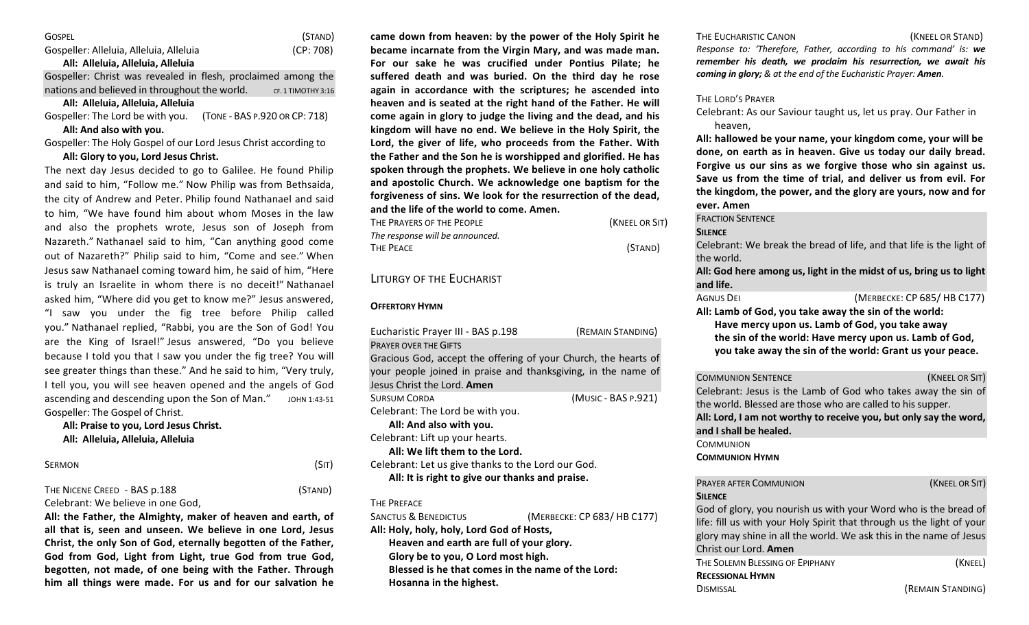GOSPEL (STAND)

Gospeller: Alleluia, Alleluia, Alleluia (CP: 708)

**All: Alleluia, Alleluia, Alleluia**

Gospeller: Christ was revealed in flesh, proclaimed among the nations and believed in throughout the world. CF. 1 TIMOTHY 3:16

**All: Alleluia, Alleluia, Alleluia**

Gospeller: The Lord be with you. (TONE - BAS P.920 OR CP: 718)

**All: And also with you.**

Gospeller: The Holy Gospel of our Lord Jesus Christ according to

**All: Glory to you, Lord Jesus Christ.**

The next day Jesus decided to go to Galilee. He found Philip and said to him, "Follow me." Now Philip was from Bethsaida, the city of Andrew and Peter. Philip found Nathanael and said to him, "We have found him about whom Moses in the law and also the prophets wrote, Jesus son of Joseph from Nazareth." Nathanael said to him, "Can anything good come out of Nazareth?" Philip said to him, "Come and see." When Jesus saw Nathanael coming toward him, he said of him, "Here is truly an Israelite in whom there is no deceit!" Nathanael asked him, "Where did you get to know me?" Jesus answered, "I saw you under the fig tree before Philip called you." Nathanael replied, "Rabbi, you are the Son of God! You are the King of Israel!" Jesus answered, "Do you believe because I told you that I saw you under the fig tree? You will see greater things than these." And he said to him, "Very truly, I tell you, you will see heaven opened and the angels of God ascending and descending upon the Son of Man." JOHN 1:43-51

Gospeller: The Gospel of Christ.

**All: Praise to you, Lord Jesus Christ.**

**All: Alleluia, Alleluia, Alleluia**

SERMON (SIT)

THE NICENE CREED - BAS p.188 (STAND)

Celebrant: We believe in one God,

**All: the Father, the Almighty, maker of heaven and earth, of all that is, seen and unseen. We believe in one Lord, Jesus Christ, the only Son of God, eternally begotten of the Father, God from God, Light from Light, true God from true God, begotten, not made, of one being with the Father. Through him all things were made. For us and for our salvation he came down from heaven: by the power of the Holy Spirit he became incarnate from the Virgin Mary, and was made man. For our sake he was crucified under Pontius Pilate; he suffered death and was buried. On the third day he rose again in accordance with the scriptures; he ascended into heaven and is seated at the right hand of the Father. He will come again in glory to judge the living and the dead, and his kingdom will have no end. We believe in the Holy Spirit, the Lord, the giver of life, who proceeds from the Father. With the Father and the Son he is worshipped and glorified. He has spoken through the prophets. We believe in one holy catholic and apostolic Church. We acknowledge one baptism for the forgiveness of sins. We look for the resurrection of the dead, and the life of the world to come. Amen.**

THE PRAYERS OF THE PEOPLE (KNEEL OR SIT)

*The response will be announced.*

THE PEACE (STAND)

## LITURGY OF THE EUCHARIST

**OFFERTORY HYMN**

Eucharistic Prayer III - BAS p.198 (REMAIN STANDING)

PRAYER OVER THE GIFTS

Gracious God, accept the offering of your Church, the hearts of your people joined in praise and thanksgiving, in the name of Jesus Christ the Lord. **Amen**

SURSUM CORDA (MUSIC - BAS P.921)

Celebrant: The Lord be with you.

**All: And also with you.**

Celebrant: Lift up your hearts.

**All: We lift them to the Lord.**

Celebrant: Let us give thanks to the Lord our God.

**All: It is right to give our thanks and praise.**

THE PREFACE

SANCTUS & BENEDICTUS (MERBECKE: CP 683/ HB C177)

**All: Holy, holy, holy, Lord God of Hosts,**
**Heaven and earth are full of your glory.**
**Glory be to you, O Lord most high.**
**Blessed is he that comes in the name of the Lord:**
**Hosanna in the highest.**

THE EUCHARISTIC CANON (KNEEL OR STAND)

*Response to: 'Therefore, Father, according to his command' is:* ***we remember his death, we proclaim his resurrection, we await his coming in glory;*** *& at the end of the Eucharistic Prayer:* ***Amen.***

THE LORD'S PRAYER

Celebrant: As our Saviour taught us, let us pray. Our Father in heaven,

**All: hallowed be your name, your kingdom come, your will be done, on earth as in heaven. Give us today our daily bread. Forgive us our sins as we forgive those who sin against us. Save us from the time of trial, and deliver us from evil. For the kingdom, the power, and the glory are yours, now and for ever. Amen**

FRACTION SENTENCE

**SILENCE**

Celebrant: We break the bread of life, and that life is the light of the world.

**All: God here among us, light in the midst of us, bring us to light and life.**

AGNUS DEI (MERBECKE: CP 685/ HB C177)

**All: Lamb of God, you take away the sin of the world:**
**Have mercy upon us. Lamb of God, you take away**
**the sin of the world: Have mercy upon us. Lamb of God,**
**you take away the sin of the world: Grant us your peace.**

COMMUNION SENTENCE (KNEEL OR SIT)

Celebrant: Jesus is the Lamb of God who takes away the sin of the world. Blessed are those who are called to his supper.

**All: Lord, I am not worthy to receive you, but only say the word, and I shall be healed.**

COMMUNION

**COMMUNION HYMN**

PRAYER AFTER COMMUNION (KNEEL OR SIT)

**SILENCE**

God of glory, you nourish us with your Word who is the bread of life: fill us with your Holy Spirit that through us the light of your glory may shine in all the world. We ask this in the name of Jesus Christ our Lord. **Amen**

THE SOLEMN BLESSING OF EPIPHANY (KNEEL)

**RECESSIONAL HYMN**

DISMISSAL (REMAIN STANDING)